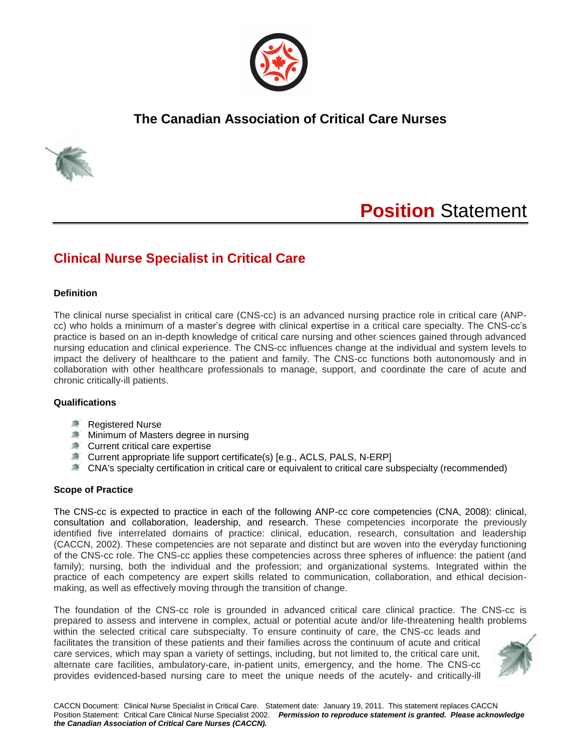# The Canadian Association of Critical Care Nurses

## **Position** Statement

## Clinical Nurse Specialist in Critical Care

### Definition

The clinical nurse specialist in critical care (CNS-cc) is an advanced nursing practice role in critical care (ANP-cc) who holds a minimum of a master's degree with clinical expertise in a critical care specialty. The CNS-cc's practice is based on an in-depth knowledge of critical care nursing and other sciences gained through advanced nursing education and clinical experience. The CNS-cc influences change at the individual and system levels to impact the delivery of healthcare to the patient and family. The CNS-cc functions both autonomously and in collaboration with other healthcare professionals to manage, support, and coordinate the care of acute and chronic critically-ill patients.

### Qualifications

- Registered Nurse
- Minimum of Masters degree in nursing
- Current critical care expertise
- Current appropriate life support certificate(s) [e.g., ACLS, PALS, N-ERP]
- CNA's specialty certification in critical care or equivalent to critical care subspecialty (recommended)

### Scope of Practice

The CNS-cc is expected to practice in each of the following ANP-cc core competencies (CNA, 2008): clinical, consultation and collaboration, leadership, and research. These competencies incorporate the previously identified five interrelated domains of practice: clinical, education, research, consultation and leadership (CACCN, 2002). These competencies are not separate and distinct but are woven into the everyday functioning of the CNS-cc role. The CNS-cc applies these competencies across three spheres of influence: the patient (and family); nursing, both the individual and the profession; and organizational systems. Integrated within the practice of each competency are expert skills related to communication, collaboration, and ethical decision-making, as well as effectively moving through the transition of change.

The foundation of the CNS-cc role is grounded in advanced critical care clinical practice. The CNS-cc is prepared to assess and intervene in complex, actual or potential acute and/or life-threatening health problems within the selected critical care subspecialty. To ensure continuity of care, the CNS-cc leads and facilitates the transition of these patients and their families across the continuum of acute and critical care services, which may span a variety of settings, including, but not limited to, the critical care unit, alternate care facilities, ambulatory-care, in-patient units, emergency, and the home. The CNS-cc provides evidenced-based nursing care to meet the unique needs of the acutely- and critically-ill

CACCN Document: Clinical Nurse Specialist in Critical Care. Statement date: January 19, 2011. This statement replaces CACCN Position Statement: Critical Care Clinical Nurse Specialist 2002. ***Permission to reproduce statement is granted. Please acknowledge the Canadian Association of Critical Care Nurses (CACCN).***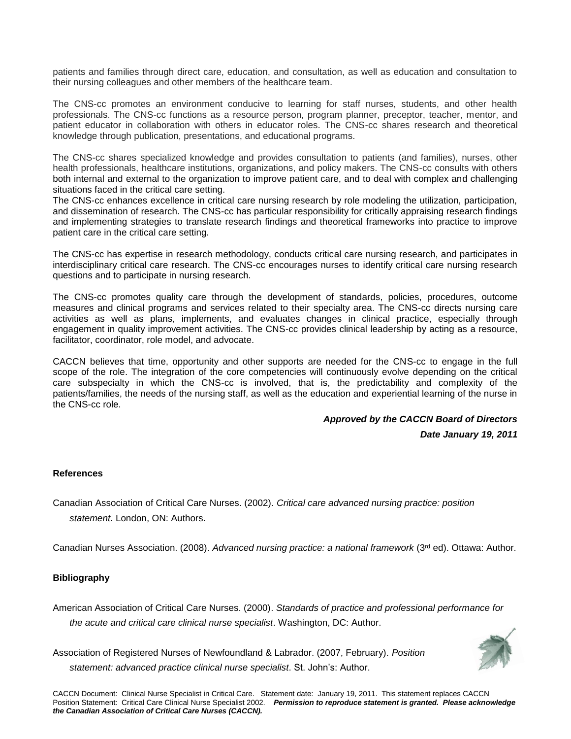patients and families through direct care, education, and consultation, as well as education and consultation to their nursing colleagues and other members of the healthcare team.

The CNS-cc promotes an environment conducive to learning for staff nurses, students, and other health professionals. The CNS-cc functions as a resource person, program planner, preceptor, teacher, mentor, and patient educator in collaboration with others in educator roles. The CNS-cc shares research and theoretical knowledge through publication, presentations, and educational programs.

The CNS-cc shares specialized knowledge and provides consultation to patients (and families), nurses, other health professionals, healthcare institutions, organizations, and policy makers. The CNS-cc consults with others both internal and external to the organization to improve patient care, and to deal with complex and challenging situations faced in the critical care setting.

The CNS-cc enhances excellence in critical care nursing research by role modeling the utilization, participation, and dissemination of research. The CNS-cc has particular responsibility for critically appraising research findings and implementing strategies to translate research findings and theoretical frameworks into practice to improve patient care in the critical care setting.

The CNS-cc has expertise in research methodology, conducts critical care nursing research, and participates in interdisciplinary critical care research. The CNS-cc encourages nurses to identify critical care nursing research questions and to participate in nursing research.

The CNS-cc promotes quality care through the development of standards, policies, procedures, outcome measures and clinical programs and services related to their specialty area. The CNS-cc directs nursing care activities as well as plans, implements, and evaluates changes in clinical practice, especially through engagement in quality improvement activities. The CNS-cc provides clinical leadership by acting as a resource, facilitator, coordinator, role model, and advocate.

CACCN believes that time, opportunity and other supports are needed for the CNS-cc to engage in the full scope of the role. The integration of the core competencies will continuously evolve depending on the critical care subspecialty in which the CNS-cc is involved, that is, the predictability and complexity of the patients/families, the needs of the nursing staff, as well as the education and experiential learning of the nurse in the CNS-cc role.

***Approved by the CACCN Board of Directors***

***Date January 19, 2011***

**References**

Canadian Association of Critical Care Nurses. (2002). *Critical care advanced nursing practice: position statement*. London, ON: Authors.

Canadian Nurses Association. (2008). *Advanced nursing practice: a national framework* (3rd ed). Ottawa: Author.

**Bibliography**

American Association of Critical Care Nurses. (2000). *Standards of practice and professional performance for the acute and critical care clinical nurse specialist*. Washington, DC: Author.

Association of Registered Nurses of Newfoundland & Labrador. (2007, February). *Position statement: advanced practice clinical nurse specialist*. St. John's: Author.

CACCN Document: Clinical Nurse Specialist in Critical Care. Statement date: January 19, 2011. This statement replaces CACCN Position Statement: Critical Care Clinical Nurse Specialist 2002. ***Permission to reproduce statement is granted. Please acknowledge the Canadian Association of Critical Care Nurses (CACCN).***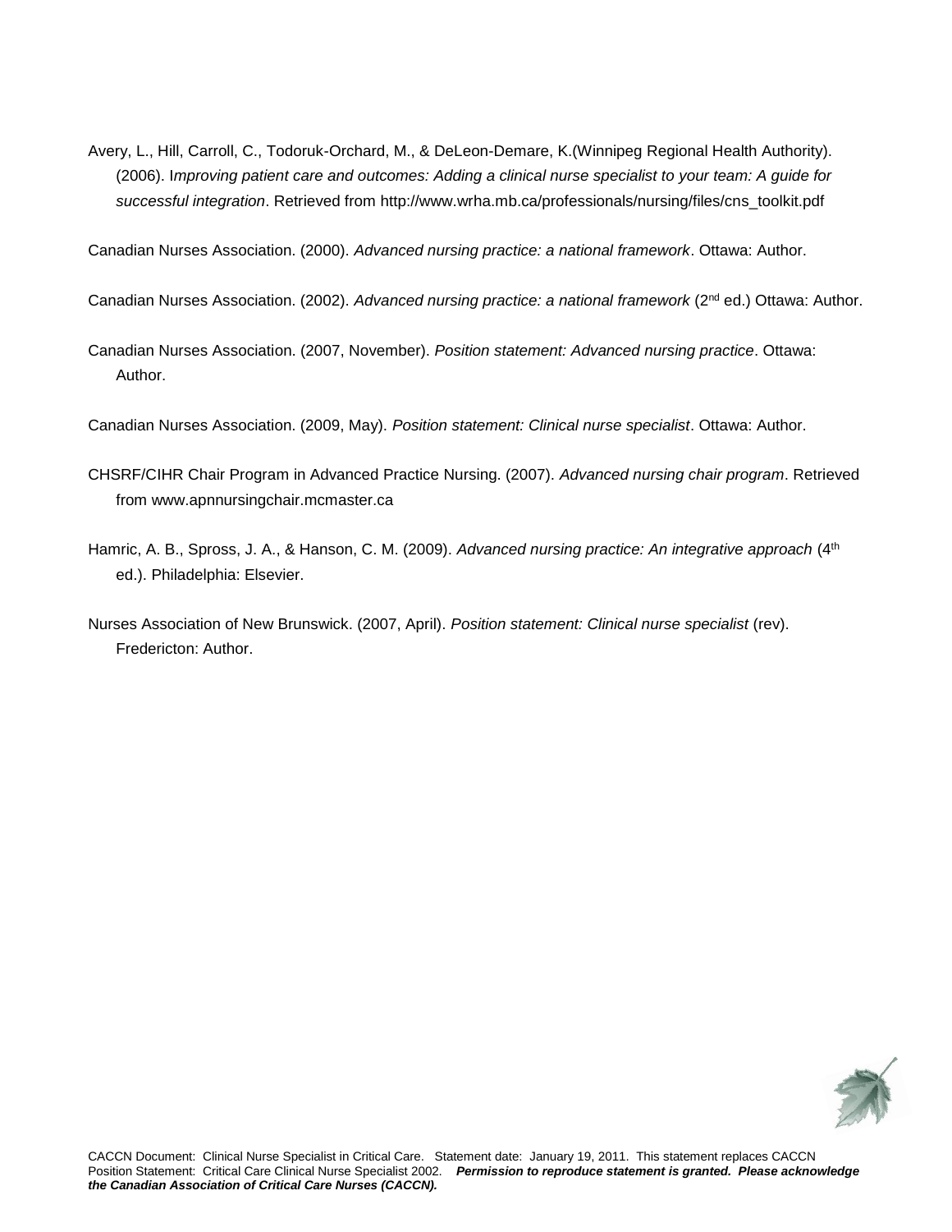Avery, L., Hill, Carroll, C., Todoruk-Orchard, M., & DeLeon-Demare, K.(Winnipeg Regional Health Authority). (2006). I*mproving patient care and outcomes: Adding a clinical nurse specialist to your team: A guide for successful integration*. Retrieved from http://www.wrha.mb.ca/professionals/nursing/files/cns_toolkit.pdf

Canadian Nurses Association. (2000). *Advanced nursing practice: a national framework*. Ottawa: Author.

Canadian Nurses Association. (2002). *Advanced nursing practice: a national framework* (2nd ed.) Ottawa: Author.

Canadian Nurses Association. (2007, November). *Position statement: Advanced nursing practice*. Ottawa: Author.

Canadian Nurses Association. (2009, May). *Position statement: Clinical nurse specialist*. Ottawa: Author.

CHSRF/CIHR Chair Program in Advanced Practice Nursing. (2007). *Advanced nursing chair program*. Retrieved from www.apnnursingchair.mcmaster.ca

Hamric, A. B., Spross, J. A., & Hanson, C. M. (2009). *Advanced nursing practice: An integrative approach* (4th ed.). Philadelphia: Elsevier.

Nurses Association of New Brunswick. (2007, April). *Position statement: Clinical nurse specialist* (rev). Fredericton: Author.